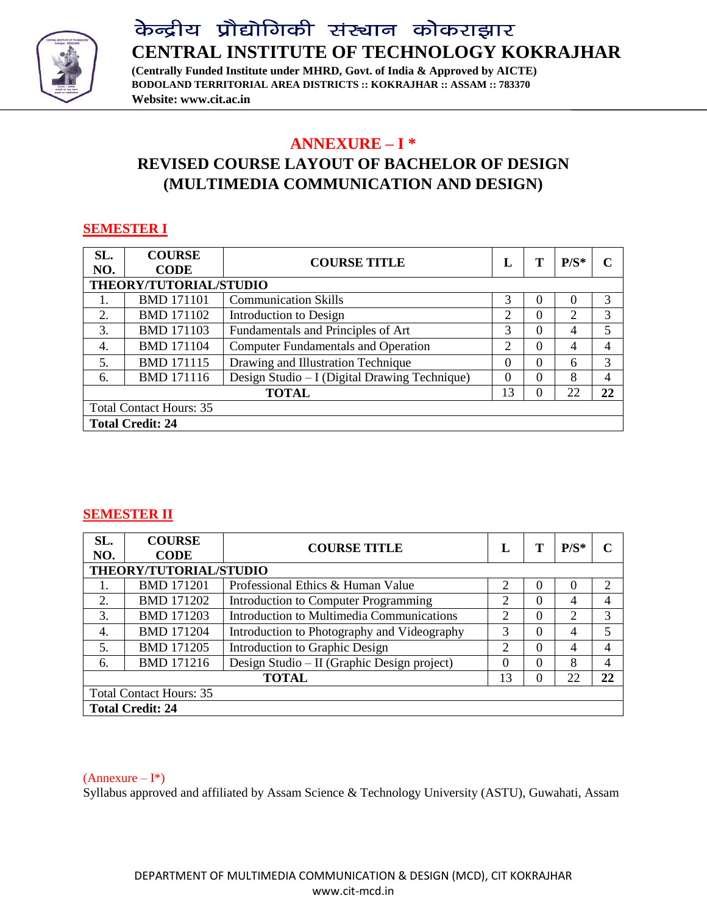# केन्द्रीय प्रौद्योगिकी संस्थान कोकराझार

# CENTRAL INSTITUTE OF TECHNOLOGY KOKRAJHAR

**(Centrally Funded Institute under MHRD, Govt. of India & Approved by AICTE)**
**BODOLAND TERRITORIAL AREA DISTRICTS :: KOKRAJHAR :: ASSAM :: 783370**
**Website: www.cit.ac.in**

## ANNEXURE – I *

## REVISED COURSE LAYOUT OF BACHELOR OF DESIGN (MULTIMEDIA COMMUNICATION AND DESIGN)

### SEMESTER I

| SL. NO. | COURSE CODE | COURSE TITLE | L | T | P/S* | C |
|---|---|---|---|---|---|---|
| **THEORY/TUTORIAL/STUDIO** | | | | | | |
| 1. | BMD 171101 | Communication Skills | 3 | 0 | 0 | 3 |
| 2. | BMD 171102 | Introduction to Design | 2 | 0 | 2 | 3 |
| 3. | BMD 171103 | Fundamentals and Principles of Art | 3 | 0 | 4 | 5 |
| 4. | BMD 171104 | Computer Fundamentals and Operation | 2 | 0 | 4 | 4 |
| 5. | BMD 171115 | Drawing and Illustration Technique | 0 | 0 | 6 | 3 |
| 6. | BMD 171116 | Design Studio – I (Digital Drawing Technique) | 0 | 0 | 8 | 4 |
| | | **TOTAL** | 13 | 0 | 22 | **22** |
| Total Contact Hours: 35 | | | | | | |
| **Total Credit: 24** | | | | | | |

### SEMESTER II

| SL. NO. | COURSE CODE | COURSE TITLE | L | T | P/S* | C |
|---|---|---|---|---|---|---|
| **THEORY/TUTORIAL/STUDIO** | | | | | | |
| 1. | BMD 171201 | Professional Ethics & Human Value | 2 | 0 | 0 | 2 |
| 2. | BMD 171202 | Introduction to Computer Programming | 2 | 0 | 4 | 4 |
| 3. | BMD 171203 | Introduction to Multimedia Communications | 2 | 0 | 2 | 3 |
| 4. | BMD 171204 | Introduction to Photography and Videography | 3 | 0 | 4 | 5 |
| 5. | BMD 171205 | Introduction to Graphic Design | 2 | 0 | 4 | 4 |
| 6. | BMD 171216 | Design Studio – II (Graphic Design project) | 0 | 0 | 8 | 4 |
| | | **TOTAL** | 13 | 0 | 22 | **22** |
| Total Contact Hours: 35 | | | | | | |
| **Total Credit: 24** | | | | | | |

(Annexure – I*)
Syllabus approved and affiliated by Assam Science & Technology University (ASTU), Guwahati, Assam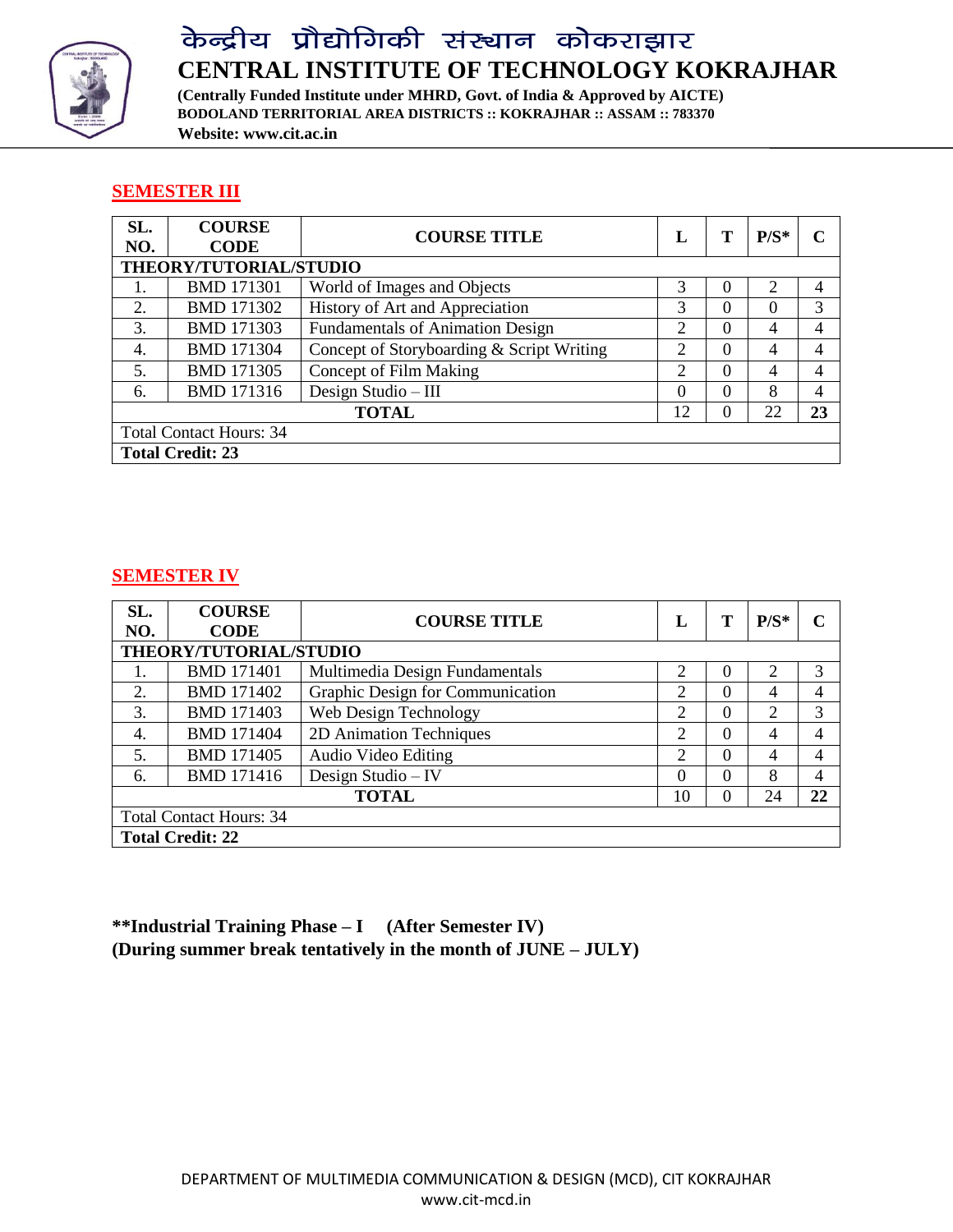## SEMESTER III

| SL. NO. | COURSE CODE | COURSE TITLE | L | T | P/S* | C |
|---|---|---|---|---|---|---|
| **THEORY/TUTORIAL/STUDIO** | | | | | | |
| 1. | BMD 171301 | World of Images and Objects | 3 | 0 | 2 | 4 |
| 2. | BMD 171302 | History of Art and Appreciation | 3 | 0 | 0 | 3 |
| 3. | BMD 171303 | Fundamentals of Animation Design | 2 | 0 | 4 | 4 |
| 4. | BMD 171304 | Concept of Storyboarding & Script Writing | 2 | 0 | 4 | 4 |
| 5. | BMD 171305 | Concept of Film Making | 2 | 0 | 4 | 4 |
| 6. | BMD 171316 | Design Studio – III | 0 | 0 | 8 | 4 |
| | | **TOTAL** | 12 | 0 | 22 | **23** |
| Total Contact Hours: 34 | | | | | | |
| **Total Credit: 23** | | | | | | |

## SEMESTER IV

| SL. NO. | COURSE CODE | COURSE TITLE | L | T | P/S* | C |
|---|---|---|---|---|---|---|
| **THEORY/TUTORIAL/STUDIO** | | | | | | |
| 1. | BMD 171401 | Multimedia Design Fundamentals | 2 | 0 | 2 | 3 |
| 2. | BMD 171402 | Graphic Design for Communication | 2 | 0 | 4 | 4 |
| 3. | BMD 171403 | Web Design Technology | 2 | 0 | 2 | 3 |
| 4. | BMD 171404 | 2D Animation Techniques | 2 | 0 | 4 | 4 |
| 5. | BMD 171405 | Audio Video Editing | 2 | 0 | 4 | 4 |
| 6. | BMD 171416 | Design Studio – IV | 0 | 0 | 8 | 4 |
| | | **TOTAL** | 10 | 0 | 24 | **22** |
| Total Contact Hours: 34 | | | | | | |
| **Total Credit: 22** | | | | | | |

**\*\*Industrial Training Phase – I (After Semester IV)**
**(During summer break tentatively in the month of JUNE – JULY)**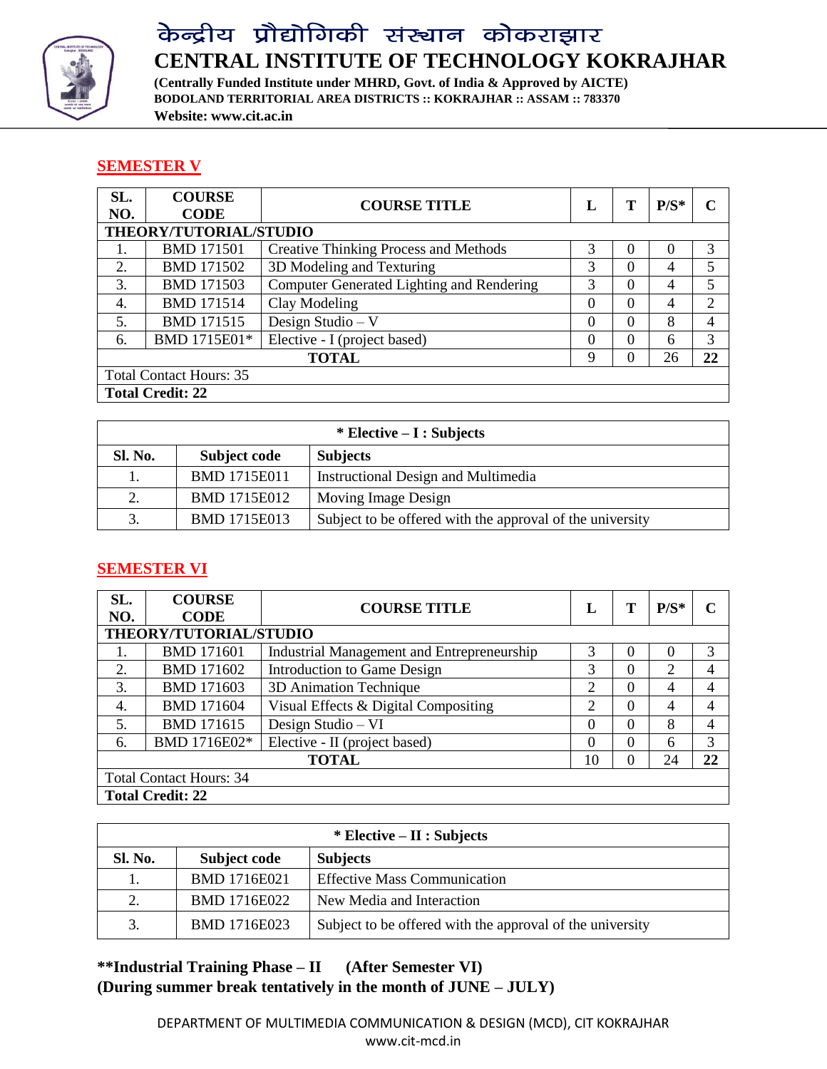# केन्द्रीय प्रौद्योगिकी संस्थान कोकराझार

# CENTRAL INSTITUTE OF TECHNOLOGY KOKRAJHAR

**(Centrally Funded Institute under MHRD, Govt. of India & Approved by AICTE)**
**BODOLAND TERRITORIAL AREA DISTRICTS :: KOKRAJHAR :: ASSAM :: 783370**
**Website: www.cit.ac.in**

## SEMESTER V

| SL. NO. | COURSE CODE | COURSE TITLE | L | T | P/S* | C |
|---|---|---|---|---|---|---|
| **THEORY/TUTORIAL/STUDIO** | | | | | | |
| 1. | BMD 171501 | Creative Thinking Process and Methods | 3 | 0 | 0 | 3 |
| 2. | BMD 171502 | 3D Modeling and Texturing | 3 | 0 | 4 | 5 |
| 3. | BMD 171503 | Computer Generated Lighting and Rendering | 3 | 0 | 4 | 5 |
| 4. | BMD 171514 | Clay Modeling | 0 | 0 | 4 | 2 |
| 5. | BMD 171515 | Design Studio – V | 0 | 0 | 8 | 4 |
| 6. | BMD 1715E01* | Elective - I (project based) | 0 | 0 | 6 | 3 |
| | | **TOTAL** | 9 | 0 | 26 | **22** |
| Total Contact Hours: 35 | | | | | | |
| **Total Credit: 22** | | | | | | |

| * Elective – I : Subjects | | |
|---|---|---|
| **Sl. No.** | **Subject code** | **Subjects** |
| 1. | BMD 1715E011 | Instructional Design and Multimedia |
| 2. | BMD 1715E012 | Moving Image Design |
| 3. | BMD 1715E013 | Subject to be offered with the approval of the university |

## SEMESTER VI

| SL. NO. | COURSE CODE | COURSE TITLE | L | T | P/S* | C |
|---|---|---|---|---|---|---|
| **THEORY/TUTORIAL/STUDIO** | | | | | | |
| 1. | BMD 171601 | Industrial Management and Entrepreneurship | 3 | 0 | 0 | 3 |
| 2. | BMD 171602 | Introduction to Game Design | 3 | 0 | 2 | 4 |
| 3. | BMD 171603 | 3D Animation Technique | 2 | 0 | 4 | 4 |
| 4. | BMD 171604 | Visual Effects & Digital Compositing | 2 | 0 | 4 | 4 |
| 5. | BMD 171615 | Design Studio – VI | 0 | 0 | 8 | 4 |
| 6. | BMD 1716E02* | Elective - II (project based) | 0 | 0 | 6 | 3 |
| | | **TOTAL** | 10 | 0 | 24 | **22** |
| Total Contact Hours: 34 | | | | | | |
| **Total Credit: 22** | | | | | | |

| * Elective – II : Subjects | | |
|---|---|---|
| **Sl. No.** | **Subject code** | **Subjects** |
| 1. | BMD 1716E021 | Effective Mass Communication |
| 2. | BMD 1716E022 | New Media and Interaction |
| 3. | BMD 1716E023 | Subject to be offered with the approval of the university |

**\*\*Industrial Training Phase – II (After Semester VI)**
**(During summer break tentatively in the month of JUNE – JULY)**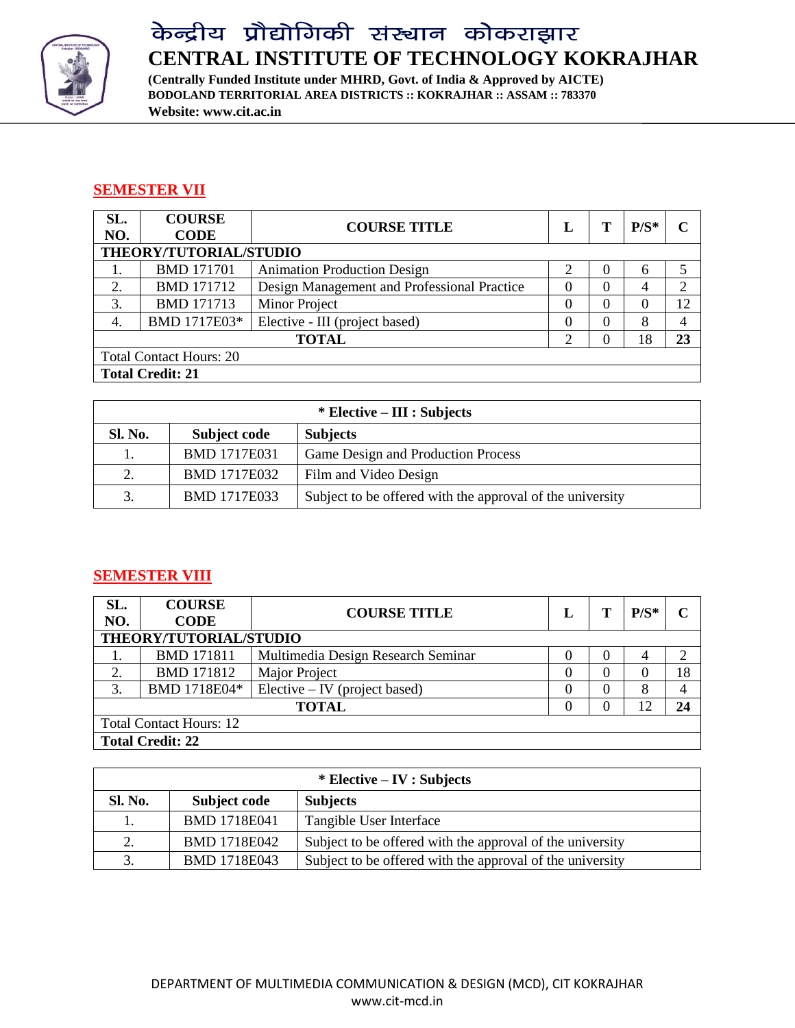## SEMESTER VII

| SL. NO. | COURSE CODE | COURSE TITLE | L | T | P/S* | C |
|---|---|---|---|---|---|---|
| **THEORY/TUTORIAL/STUDIO** | | | | | | |
| 1. | BMD 171701 | Animation Production Design | 2 | 0 | 6 | 5 |
| 2. | BMD 171712 | Design Management and Professional Practice | 0 | 0 | 4 | 2 |
| 3. | BMD 171713 | Minor Project | 0 | 0 | 0 | 12 |
| 4. | BMD 1717E03* | Elective - III (project based) | 0 | 0 | 8 | 4 |
| | | **TOTAL** | 2 | 0 | 18 | **23** |
| Total Contact Hours: 20 | | | | | | |
| **Total Credit: 21** | | | | | | |

| * Elective – III : Subjects | | |
|---|---|---|
| **Sl. No.** | **Subject code** | **Subjects** |
| 1. | BMD 1717E031 | Game Design and Production Process |
| 2. | BMD 1717E032 | Film and Video Design |
| 3. | BMD 1717E033 | Subject to be offered with the approval of the university |

## SEMESTER VIII

| SL. NO. | COURSE CODE | COURSE TITLE | L | T | P/S* | C |
|---|---|---|---|---|---|---|
| **THEORY/TUTORIAL/STUDIO** | | | | | | |
| 1. | BMD 171811 | Multimedia Design Research Seminar | 0 | 0 | 4 | 2 |
| 2. | BMD 171812 | Major Project | 0 | 0 | 0 | 18 |
| 3. | BMD 1718E04* | Elective – IV (project based) | 0 | 0 | 8 | 4 |
| | | **TOTAL** | 0 | 0 | 12 | **24** |
| Total Contact Hours: 12 | | | | | | |
| **Total Credit: 22** | | | | | | |

| * Elective – IV : Subjects | | |
|---|---|---|
| **Sl. No.** | **Subject code** | **Subjects** |
| 1. | BMD 1718E041 | Tangible User Interface |
| 2. | BMD 1718E042 | Subject to be offered with the approval of the university |
| 3. | BMD 1718E043 | Subject to be offered with the approval of the university |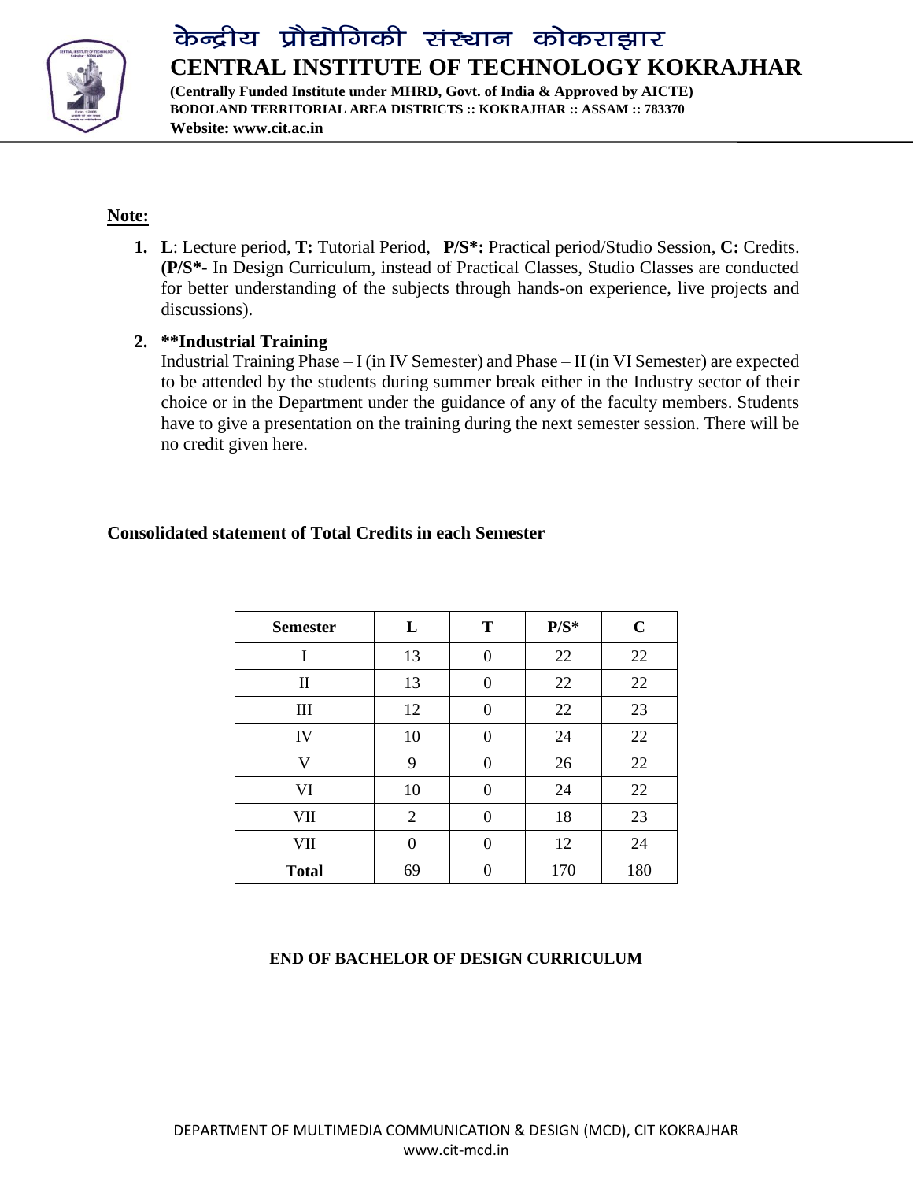**Note:**

1. **L**: Lecture period, **T:** Tutorial Period, **P/S*:** Practical period/Studio Session, **C:** Credits. **(P/S***- In Design Curriculum, instead of Practical Classes, Studio Classes are conducted for better understanding of the subjects through hands-on experience, live projects and discussions).

2. ****Industrial Training**
   Industrial Training Phase – I (in IV Semester) and Phase – II (in VI Semester) are expected to be attended by the students during summer break either in the Industry sector of their choice or in the Department under the guidance of any of the faculty members. Students have to give a presentation on the training during the next semester session. There will be no credit given here.

**Consolidated statement of Total Credits in each Semester**

| Semester | L | T | P/S* | C |
|---|---|---|---|---|
| I | 13 | 0 | 22 | 22 |
| II | 13 | 0 | 22 | 22 |
| III | 12 | 0 | 22 | 23 |
| IV | 10 | 0 | 24 | 22 |
| V | 9 | 0 | 26 | 22 |
| VI | 10 | 0 | 24 | 22 |
| VII | 2 | 0 | 18 | 23 |
| VII | 0 | 0 | 12 | 24 |
| **Total** | 69 | 0 | 170 | 180 |

**END OF BACHELOR OF DESIGN CURRICULUM**